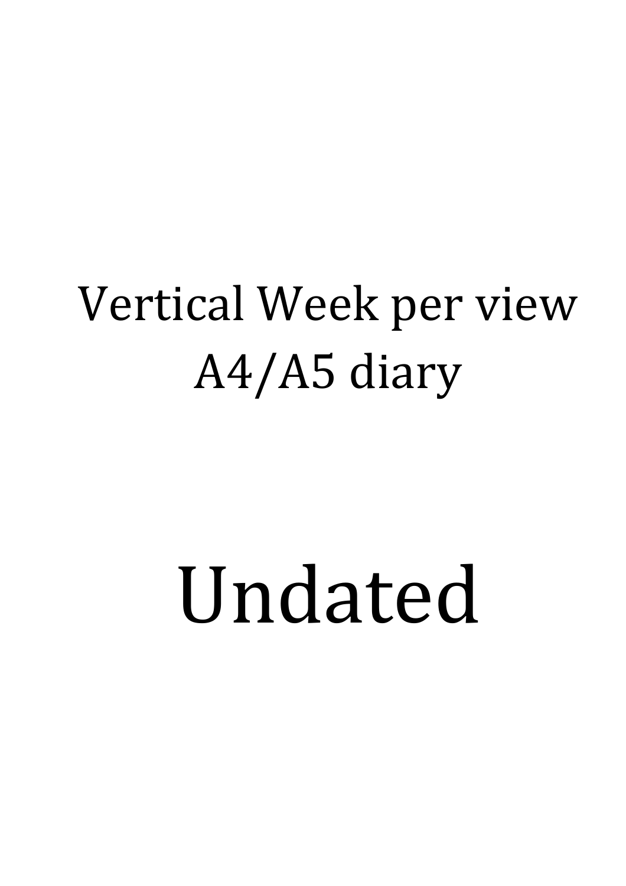# Vertical Week per view A4/A5 diary

# Undated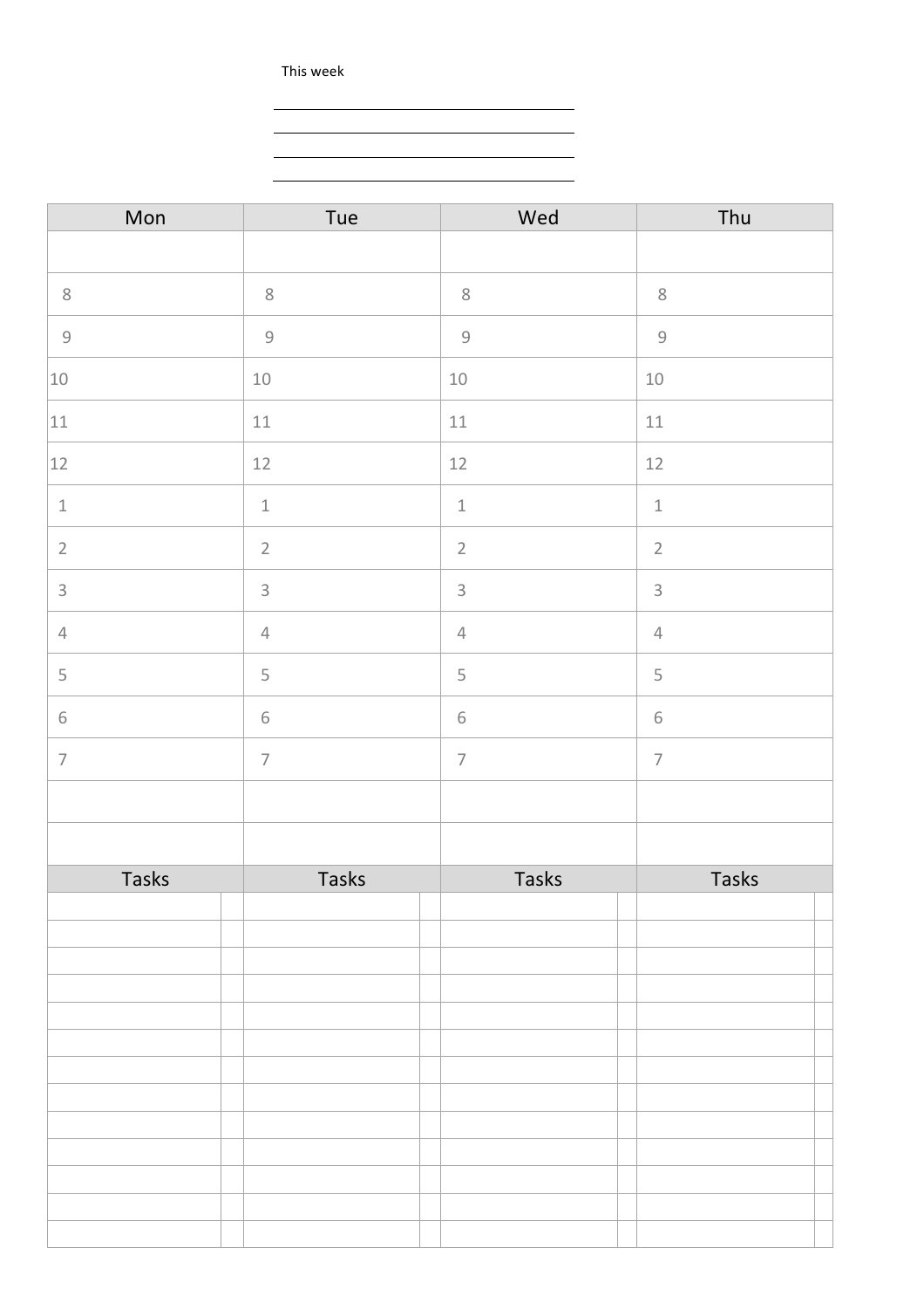This week

| Mon | Tue | Wed | Thu |
| --- | --- | --- | --- |
| | | | |
| 8 | 8 | 8 | 8 |
| 9 | 9 | 9 | 9 |
| 10 | 10 | 10 | 10 |
| 11 | 11 | 11 | 11 |
| 12 | 12 | 12 | 12 |
| 1 | 1 | 1 | 1 |
| 2 | 2 | 2 | 2 |
| 3 | 3 | 3 | 3 |
| 4 | 4 | 4 | 4 |
| 5 | 5 | 5 | 5 |
| 6 | 6 | 6 | 6 |
| 7 | 7 | 7 | 7 |
| | | | |
| | | | |

| Tasks | | Tasks | | Tasks | | Tasks | |
| --- | --- | --- | --- | --- | --- | --- | --- |
| | | | | | | | |
| | | | | | | | |
| | | | | | | | |
| | | | | | | | |
| | | | | | | | |
| | | | | | | | |
| | | | | | | | |
| | | | | | | | |
| | | | | | | | |
| | | | | | | | |
| | | | | | | | |
| | | | | | | | |
| | | | | | | | |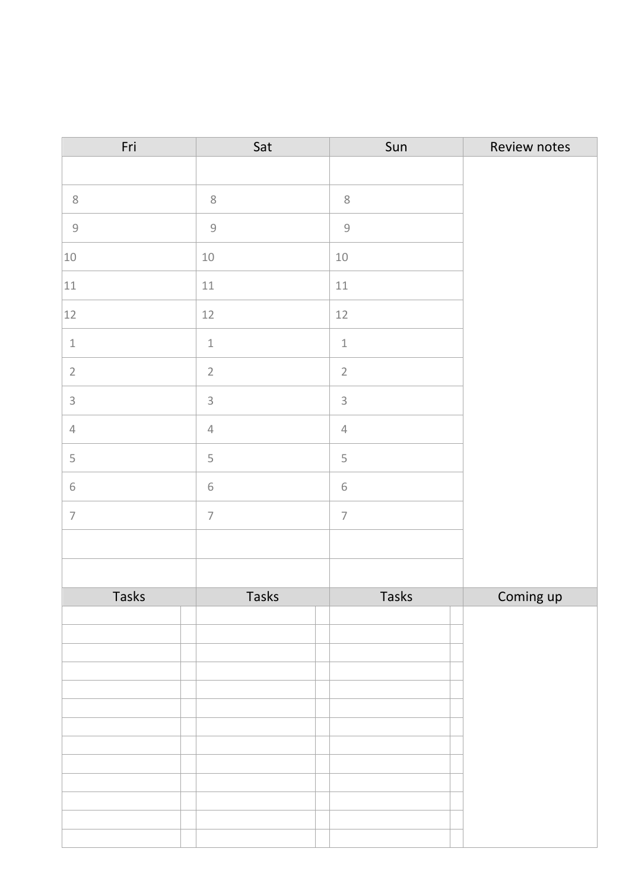| Fri | Sat | Sun | Review notes |
| --- | --- | --- | --- |
| | | | |
| 8 | 8 | 8 | |
| 9 | 9 | 9 | |
| 10 | 10 | 10 | |
| 11 | 11 | 11 | |
| 12 | 12 | 12 | |
| 1 | 1 | 1 | |
| 2 | 2 | 2 | |
| 3 | 3 | 3 | |
| 4 | 4 | 4 | |
| 5 | 5 | 5 | |
| 6 | 6 | 6 | |
| 7 | 7 | 7 | |
| | | | |
| | | | |

| Tasks | | Tasks | | Tasks | | Coming up |
| --- | --- | --- | --- | --- | --- | --- |
| | | | | | | |
| | | | | | | |
| | | | | | | |
| | | | | | | |
| | | | | | | |
| | | | | | | |
| | | | | | | |
| | | | | | | |
| | | | | | | |
| | | | | | | |
| | | | | | | |
| | | | | | | |
| | | | | | | |